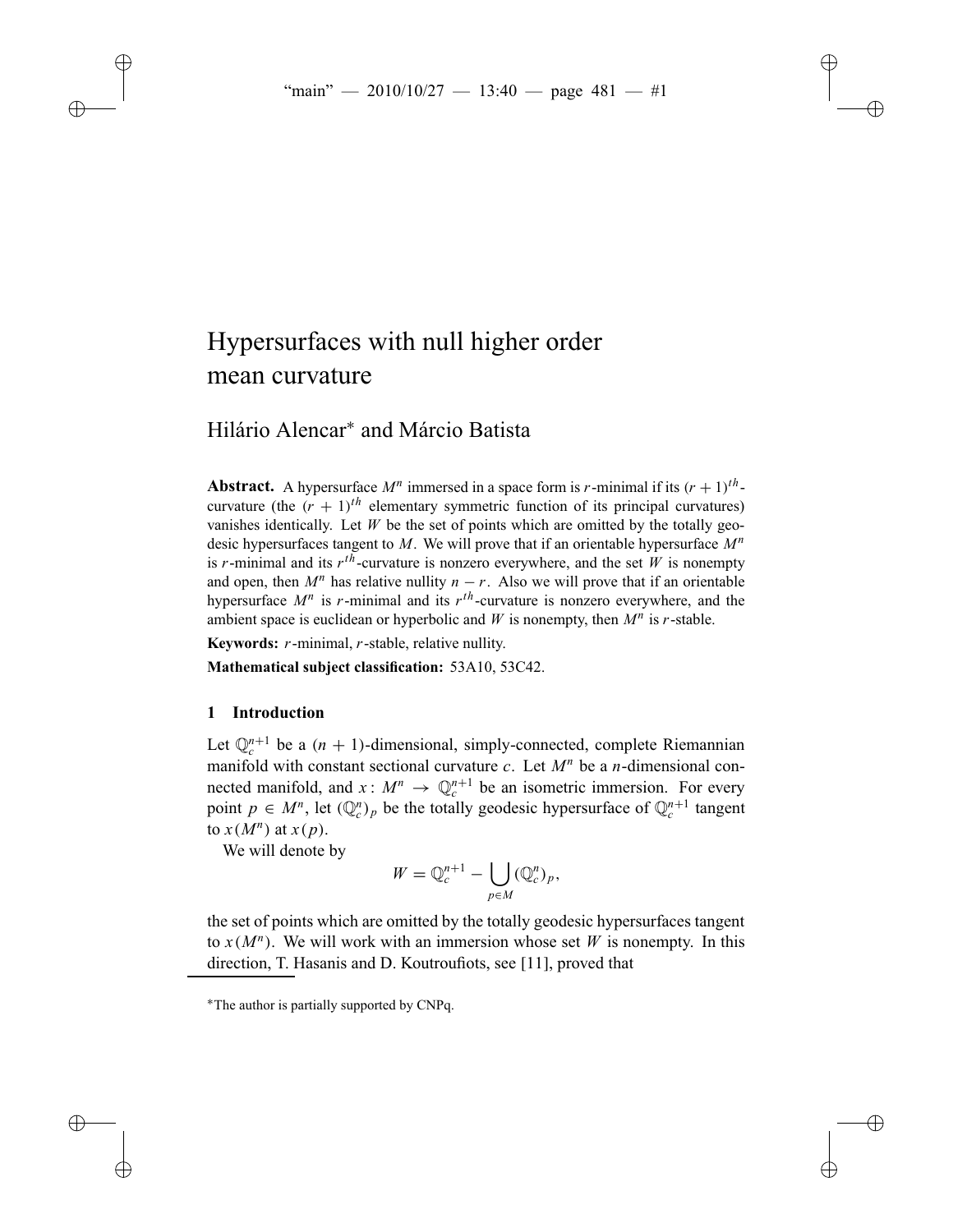# Hypersurfaces with null higher order mean curvature

## Hilário Alencar* and Márcio Batista

**Abstract.** A hypersurface $M^n$ immersed in a space form is $r$-minimal if its $(r+1)^{th}$-curvature (the $(r+1)^{th}$ elementary symmetric function of its principal curvatures) vanishes identically. Let $W$ be the set of points which are omitted by the totally geodesic hypersurfaces tangent to $M$. We will prove that if an orientable hypersurface $M^n$ is $r$-minimal and its $r^{th}$-curvature is nonzero everywhere, and the set $W$ is nonempty and open, then $M^n$ has relative nullity $n-r$. Also we will prove that if an orientable hypersurface $M^n$ is $r$-minimal and its $r^{th}$-curvature is nonzero everywhere, and the ambient space is euclidean or hyperbolic and $W$ is nonempty, then $M^n$ is $r$-stable.

**Keywords:** $r$-minimal, $r$-stable, relative nullity.

**Mathematical subject classification:** 53A10, 53C42.

### 1 Introduction

Let $\mathbb{Q}_c^{n+1}$ be a $(n+1)$-dimensional, simply-connected, complete Riemannian manifold with constant sectional curvature $c$. Let $M^n$ be a $n$-dimensional connected manifold, and $x\colon M^n \to \mathbb{Q}_c^{n+1}$ be an isometric immersion. For every point $p \in M^n$, let $(\mathbb{Q}_c^n)_p$ be the totally geodesic hypersurface of $\mathbb{Q}_c^{n+1}$ tangent to $x(M^n)$ at $x(p)$.

We will denote by

$$W = \mathbb{Q}_c^{n+1} - \bigcup_{p \in M} (\mathbb{Q}_c^n)_p,$$

the set of points which are omitted by the totally geodesic hypersurfaces tangent to $x(M^n)$. We will work with an immersion whose set $W$ is nonempty. In this direction, T. Hasanis and D. Koutroufiots, see [11], proved that

*The author is partially supported by CNPq.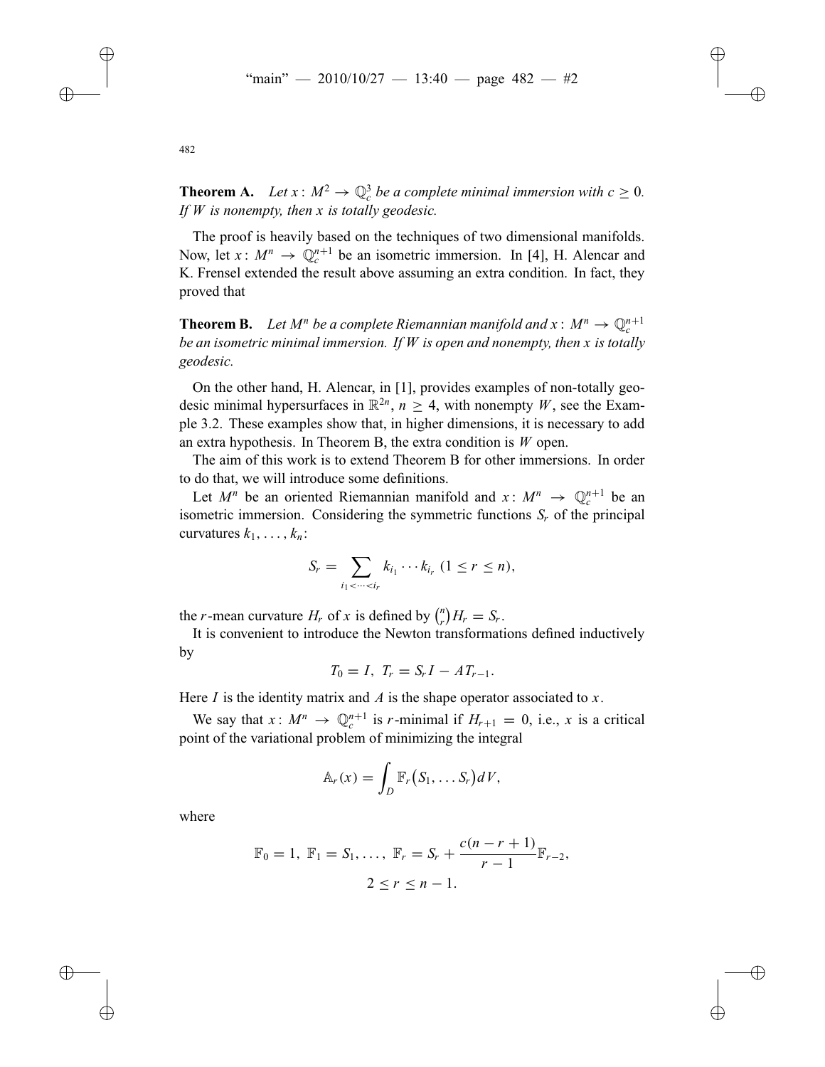**Theorem A.** *Let $x\colon M^2 \to \mathbb{Q}_c^3$ be a complete minimal immersion with $c \geq 0$. If $W$ is nonempty, then $x$ is totally geodesic.*

The proof is heavily based on the techniques of two dimensional manifolds. Now, let $x\colon M^n \to \mathbb{Q}_c^{n+1}$ be an isometric immersion. In [4], H. Alencar and K. Frensel extended the result above assuming an extra condition. In fact, they proved that

**Theorem B.** *Let $M^n$ be a complete Riemannian manifold and $x\colon M^n \to \mathbb{Q}_c^{n+1}$ be an isometric minimal immersion. If $W$ is open and nonempty, then $x$ is totally geodesic.*

On the other hand, H. Alencar, in [1], provides examples of non-totally geodesic minimal hypersurfaces in $\mathbb{R}^{2n}$, $n \geq 4$, with nonempty $W$, see the Example 3.2. These examples show that, in higher dimensions, it is necessary to add an extra hypothesis. In Theorem B, the extra condition is $W$ open.

The aim of this work is to extend Theorem B for other immersions. In order to do that, we will introduce some definitions.

Let $M^n$ be an oriented Riemannian manifold and $x\colon M^n \to \mathbb{Q}_c^{n+1}$ be an isometric immersion. Considering the symmetric functions $S_r$ of the principal curvatures $k_1, \ldots, k_n$:

$$S_r = \sum_{i_1 < \cdots < i_r} k_{i_1} \cdots k_{i_r} \ (1 \leq r \leq n),$$

the $r$-mean curvature $H_r$ of $x$ is defined by $\binom{n}{r} H_r = S_r$.

It is convenient to introduce the Newton transformations defined inductively by

$$T_0 = I, \ T_r = S_r I - A T_{r-1}.$$

Here $I$ is the identity matrix and $A$ is the shape operator associated to $x$.

We say that $x\colon M^n \to \mathbb{Q}_c^{n+1}$ is $r$-minimal if $H_{r+1} = 0$, i.e., $x$ is a critical point of the variational problem of minimizing the integral

$$\mathbb{A}_r(x) = \int_D \mathbb{F}_r\big(S_1, \ldots S_r\big) dV,$$

where

$$\mathbb{F}_0 = 1, \ \mathbb{F}_1 = S_1, \ldots, \ \mathbb{F}_r = S_r + \frac{c(n-r+1)}{r-1} \mathbb{F}_{r-2},$$
$$2 \leq r \leq n-1.$$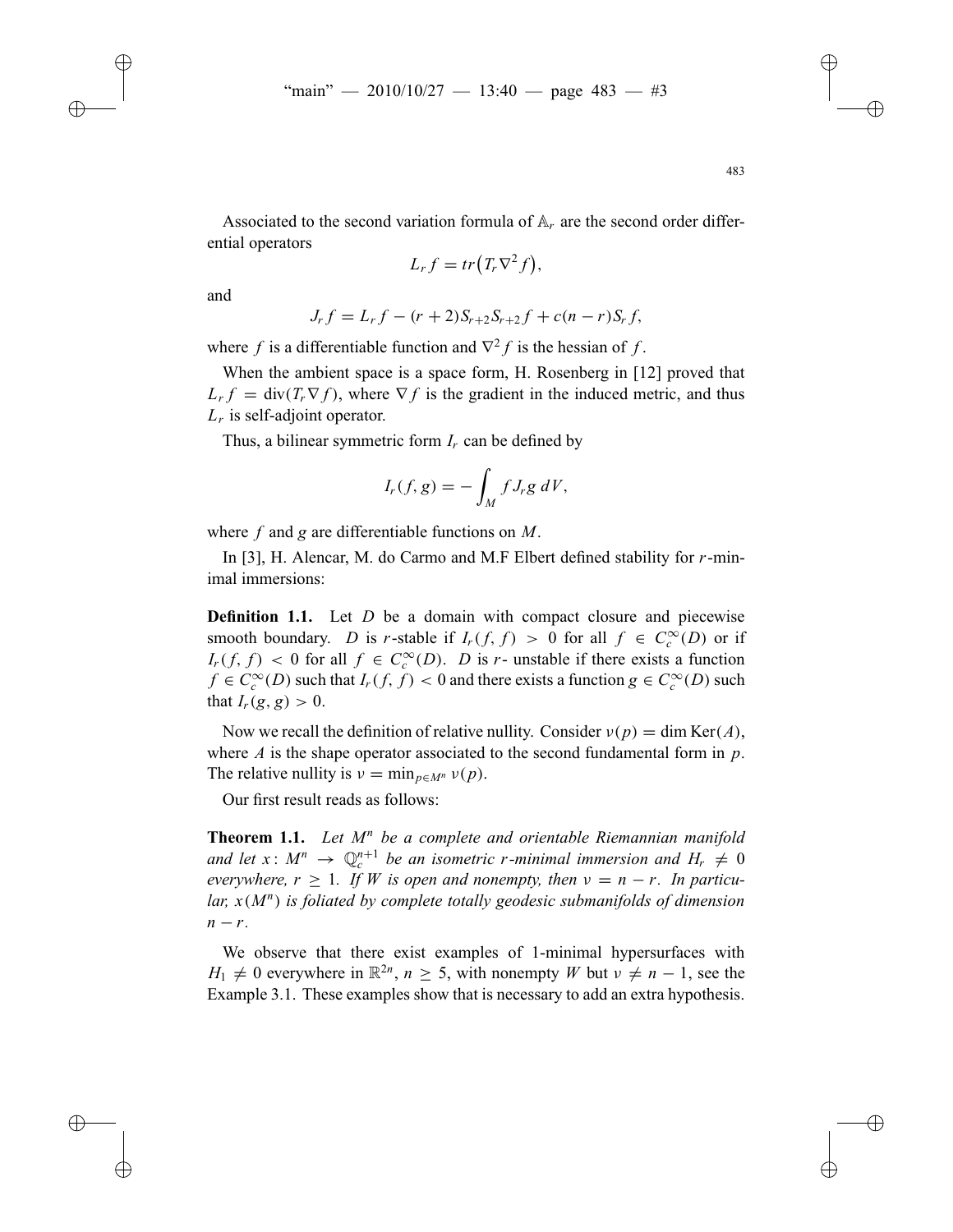Associated to the second variation formula of $\mathbb{A}_r$ are the second order differential operators

$$L_r f = tr\big(T_r \nabla^2 f\big),$$

and

$$J_r f = L_r f - (r+2) S_{r+2} S_{r+2} f + c(n-r) S_r f,$$

where $f$ is a differentiable function and $\nabla^2 f$ is the hessian of $f$.

When the ambient space is a space form, H. Rosenberg in [12] proved that $L_r f = \operatorname{div}(T_r \nabla f)$, where $\nabla f$ is the gradient in the induced metric, and thus $L_r$ is self-adjoint operator.

Thus, a bilinear symmetric form $I_r$ can be defined by

$$I_r(f, g) = -\int_M f J_r g \, dV,$$

where $f$ and $g$ are differentiable functions on $M$.

In [3], H. Alencar, M. do Carmo and M.F Elbert defined stability for $r$-minimal immersions:

**Definition 1.1.** Let $D$ be a domain with compact closure and piecewise smooth boundary. $D$ is $r$-stable if $I_r(f, f) > 0$ for all $f \in C_c^\infty(D)$ or if $I_r(f, f) < 0$ for all $f \in C_c^\infty(D)$. $D$ is $r$- unstable if there exists a function $f \in C_c^\infty(D)$ such that $I_r(f, f) < 0$ and there exists a function $g \in C_c^\infty(D)$ such that $I_r(g, g) > 0$.

Now we recall the definition of relative nullity. Consider $\nu(p) = \dim \operatorname{Ker}(A)$, where $A$ is the shape operator associated to the second fundamental form in $p$. The relative nullity is $\nu = \min_{p \in M^n} \nu(p)$.

Our first result reads as follows:

**Theorem 1.1.** *Let $M^n$ be a complete and orientable Riemannian manifold and let $x\colon M^n \to \mathbb{Q}_c^{n+1}$ be an isometric $r$-minimal immersion and $H_r \neq 0$ everywhere, $r \geq 1$. If $W$ is open and nonempty, then $\nu = n - r$. In particular, $x(M^n)$ is foliated by complete totally geodesic submanifolds of dimension $n - r$.*

We observe that there exist examples of 1-minimal hypersurfaces with $H_1 \neq 0$ everywhere in $\mathbb{R}^{2n}$, $n \geq 5$, with nonempty $W$ but $\nu \neq n-1$, see the Example 3.1. These examples show that is necessary to add an extra hypothesis.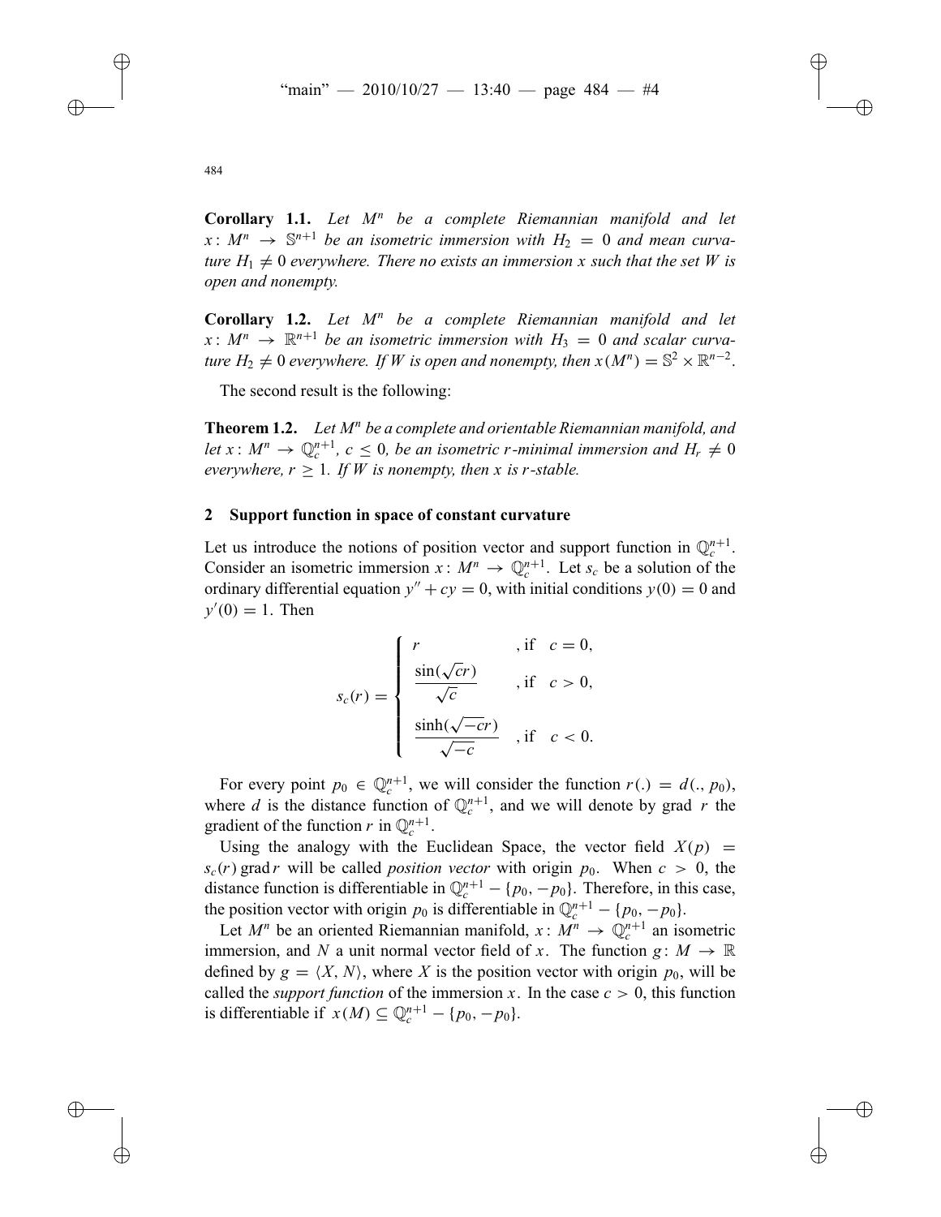**Corollary 1.1.** *Let $M^n$ be a complete Riemannian manifold and let $x\colon M^n \to \mathbb{S}^{n+1}$ be an isometric immersion with $H_2 = 0$ and mean curvature $H_1 \neq 0$ everywhere. There no exists an immersion $x$ such that the set $W$ is open and nonempty.*

**Corollary 1.2.** *Let $M^n$ be a complete Riemannian manifold and let $x\colon M^n \to \mathbb{R}^{n+1}$ be an isometric immersion with $H_3 = 0$ and scalar curvature $H_2 \neq 0$ everywhere. If $W$ is open and nonempty, then $x(M^n) = \mathbb{S}^2 \times \mathbb{R}^{n-2}$.*

The second result is the following:

**Theorem 1.2.** *Let $M^n$ be a complete and orientable Riemannian manifold, and let $x\colon M^n \to \mathbb{Q}_c^{n+1}$, $c \leq 0$, be an isometric $r$-minimal immersion and $H_r \neq 0$ everywhere, $r \geq 1$. If $W$ is nonempty, then $x$ is $r$-stable.*

## 2 Support function in space of constant curvature

Let us introduce the notions of position vector and support function in $\mathbb{Q}_c^{n+1}$. Consider an isometric immersion $x\colon M^n \to \mathbb{Q}_c^{n+1}$. Let $s_c$ be a solution of the ordinary differential equation $y'' + cy = 0$, with initial conditions $y(0) = 0$ and $y'(0) = 1$. Then

$$s_c(r) = \begin{cases} r & , \text{if } \ c = 0, \\ \dfrac{\sin(\sqrt{c}r)}{\sqrt{c}} & , \text{if } \ c > 0, \\ \dfrac{\sinh(\sqrt{-c}r)}{\sqrt{-c}} & , \text{if } \ c < 0. \end{cases}$$

For every point $p_0 \in \mathbb{Q}_c^{n+1}$, we will consider the function $r(.) = d(., p_0)$, where $d$ is the distance function of $\mathbb{Q}_c^{n+1}$, and we will denote by grad $r$ the gradient of the function $r$ in $\mathbb{Q}_c^{n+1}$.

Using the analogy with the Euclidean Space, the vector field $X(p) = s_c(r)\,\text{grad}\,r$ will be called *position vector* with origin $p_0$. When $c > 0$, the distance function is differentiable in $\mathbb{Q}_c^{n+1} - \{p_0, -p_0\}$. Therefore, in this case, the position vector with origin $p_0$ is differentiable in $\mathbb{Q}_c^{n+1} - \{p_0, -p_0\}$.

Let $M^n$ be an oriented Riemannian manifold, $x\colon M^n \to \mathbb{Q}_c^{n+1}$ an isometric immersion, and $N$ a unit normal vector field of $x$. The function $g\colon M \to \mathbb{R}$ defined by $g = \langle X, N\rangle$, where $X$ is the position vector with origin $p_0$, will be called the *support function* of the immersion $x$. In the case $c > 0$, this function is differentiable if $x(M) \subseteq \mathbb{Q}_c^{n+1} - \{p_0, -p_0\}$.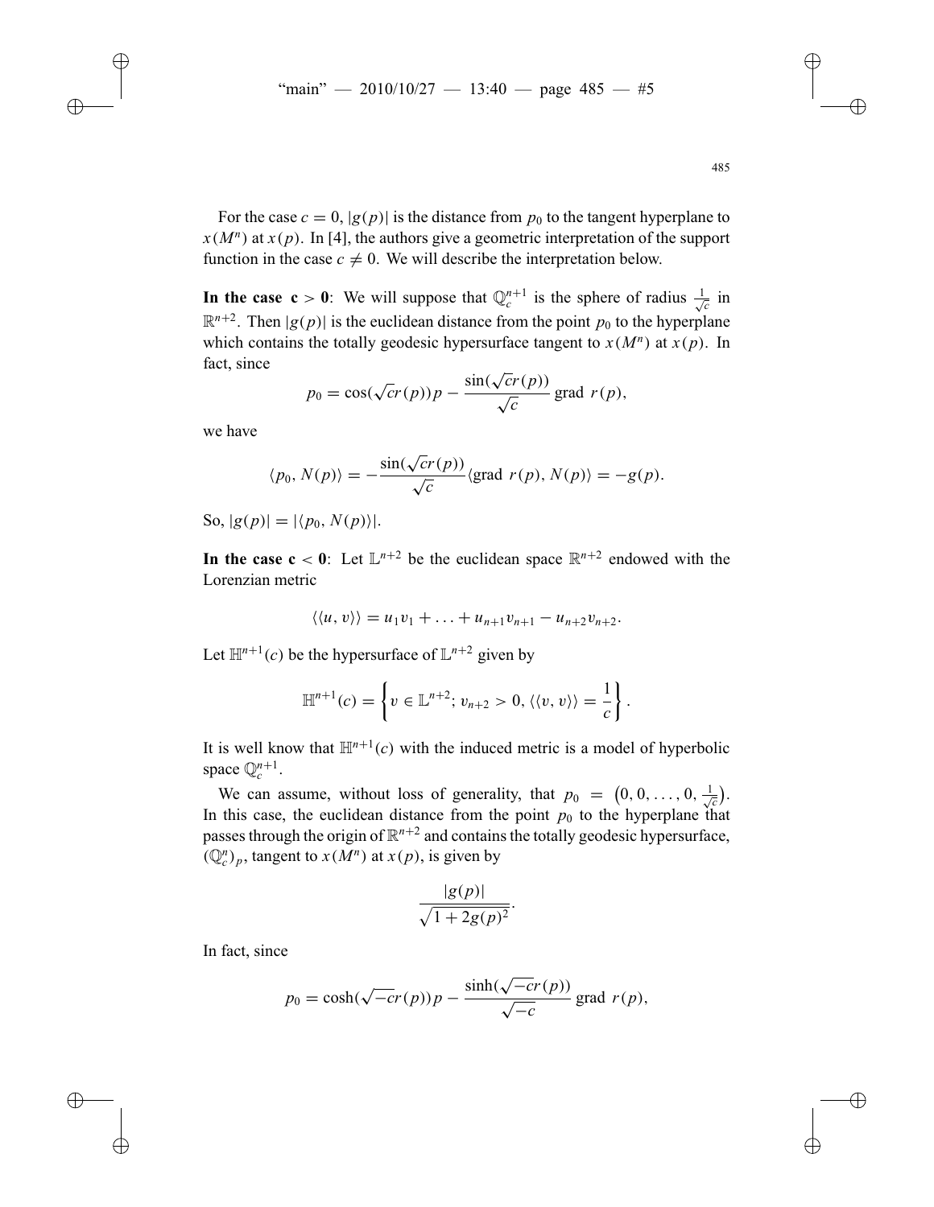For the case $c = 0$, $|g(p)|$ is the distance from $p_0$ to the tangent hyperplane to $x(M^n)$ at $x(p)$. In [4], the authors give a geometric interpretation of the support function in the case $c \neq 0$. We will describe the interpretation below.

**In the case c > 0**: We will suppose that $\mathbb{Q}_c^{n+1}$ is the sphere of radius $\frac{1}{\sqrt{c}}$ in $\mathbb{R}^{n+2}$. Then $|g(p)|$ is the euclidean distance from the point $p_0$ to the hyperplane which contains the totally geodesic hypersurface tangent to $x(M^n)$ at $x(p)$. In fact, since

$$p_0 = \cos(\sqrt{c}r(p))p - \frac{\sin(\sqrt{c}r(p))}{\sqrt{c}} \operatorname{grad} r(p),$$

we have

$$\langle p_0, N(p)\rangle = -\frac{\sin(\sqrt{c}r(p))}{\sqrt{c}} \langle \operatorname{grad} r(p), N(p)\rangle = -g(p).$$

So, $|g(p)| = |\langle p_0, N(p)\rangle|$.

**In the case c < 0**: Let $\mathbb{L}^{n+2}$ be the euclidean space $\mathbb{R}^{n+2}$ endowed with the Lorenzian metric

$$\langle\langle u, v\rangle\rangle = u_1v_1 + \ldots + u_{n+1}v_{n+1} - u_{n+2}v_{n+2}.$$

Let $\mathbb{H}^{n+1}(c)$ be the hypersurface of $\mathbb{L}^{n+2}$ given by

$$\mathbb{H}^{n+1}(c) = \left\{ v \in \mathbb{L}^{n+2};\, v_{n+2} > 0,\, \langle\langle v, v\rangle\rangle = \frac{1}{c} \right\}.$$

It is well know that $\mathbb{H}^{n+1}(c)$ with the induced metric is a model of hyperbolic space $\mathbb{Q}_c^{n+1}$.

We can assume, without loss of generality, that $p_0 = \left(0, 0, \ldots, 0, \frac{1}{\sqrt{c}}\right)$. In this case, the euclidean distance from the point $p_0$ to the hyperplane that passes through the origin of $\mathbb{R}^{n+2}$ and contains the totally geodesic hypersurface, $(\mathbb{Q}_c^n)_p$, tangent to $x(M^n)$ at $x(p)$, is given by

$$\frac{|g(p)|}{\sqrt{1 + 2g(p)^2}}.$$

In fact, since

$$p_0 = \cosh(\sqrt{-c}r(p))p - \frac{\sinh(\sqrt{-c}r(p))}{\sqrt{-c}} \operatorname{grad} r(p),$$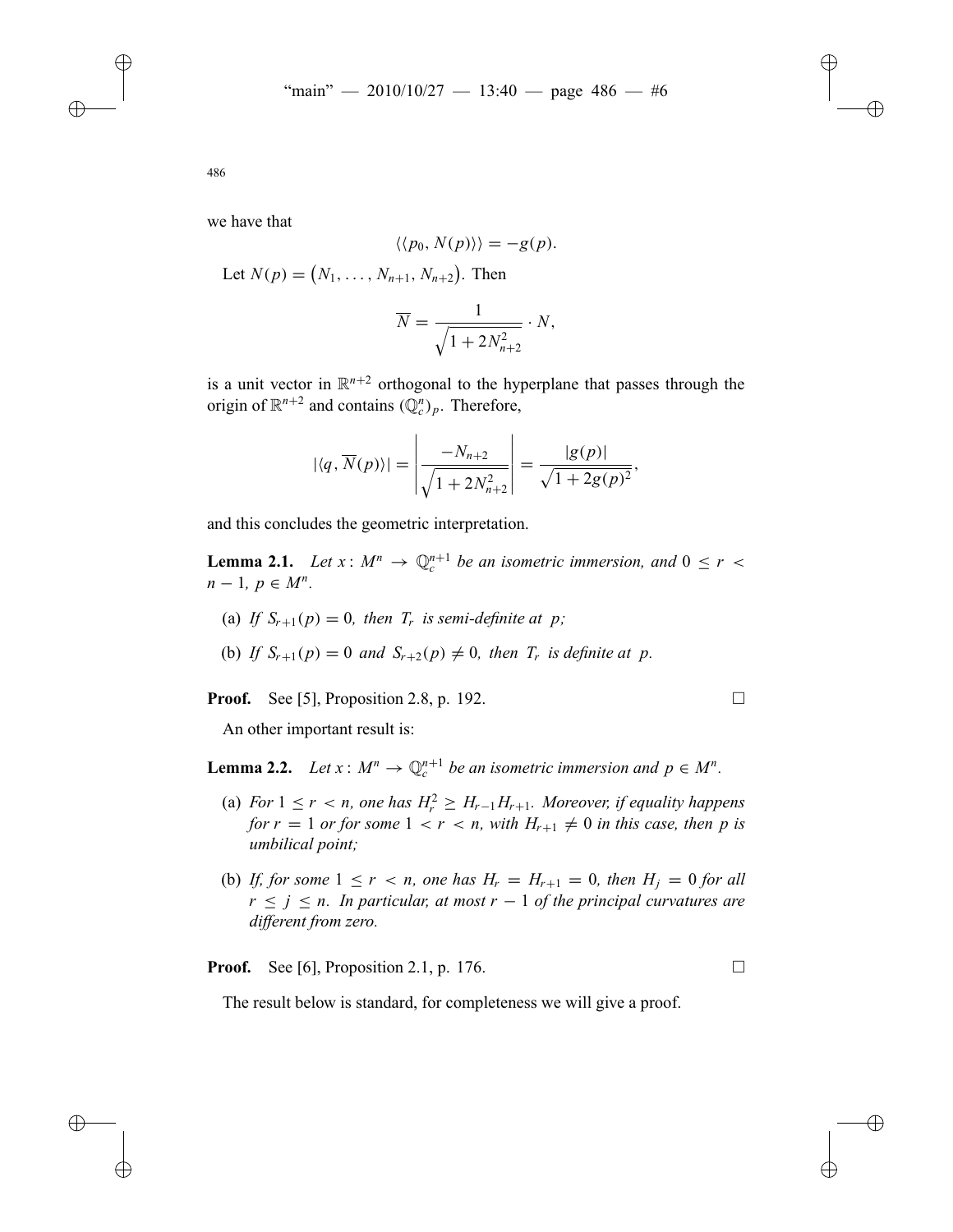we have that

$$\langle\langle p_0, N(p)\rangle\rangle = -g(p).$$

Let $N(p) = (N_1, \ldots, N_{n+1}, N_{n+2})$. Then

$$\overline{N} = \frac{1}{\sqrt{1+2N_{n+2}^2}} \cdot N,$$

is a unit vector in $\mathbb{R}^{n+2}$ orthogonal to the hyperplane that passes through the origin of $\mathbb{R}^{n+2}$ and contains $(\mathbb{Q}_c^n)_p$. Therefore,

$$|\langle q, \overline{N}(p)\rangle| = \left|\frac{-N_{n+2}}{\sqrt{1+2N_{n+2}^2}}\right| = \frac{|g(p)|}{\sqrt{1+2g(p)^2}},$$

and this concludes the geometric interpretation.

**Lemma 2.1.** *Let $x\colon M^n \to \mathbb{Q}_c^{n+1}$ be an isometric immersion, and $0 \le r < n-1$, $p \in M^n$.*

(a) *If $S_{r+1}(p) = 0$, then $T_r$ is semi-definite at $p$;*

(b) *If $S_{r+1}(p) = 0$ and $S_{r+2}(p) \neq 0$, then $T_r$ is definite at $p$.*

**Proof.** See [5], Proposition 2.8, p. 192. $\square$

An other important result is:

**Lemma 2.2.** *Let $x\colon M^n \to \mathbb{Q}_c^{n+1}$ be an isometric immersion and $p \in M^n$.*

(a) *For $1 \le r < n$, one has $H_r^2 \ge H_{r-1}H_{r+1}$. Moreover, if equality happens for $r = 1$ or for some $1 < r < n$, with $H_{r+1} \neq 0$ in this case, then $p$ is umbilical point;*

(b) *If, for some $1 \le r < n$, one has $H_r = H_{r+1} = 0$, then $H_j = 0$ for all $r \le j \le n$. In particular, at most $r-1$ of the principal curvatures are different from zero.*

**Proof.** See [6], Proposition 2.1, p. 176. $\square$

The result below is standard, for completeness we will give a proof.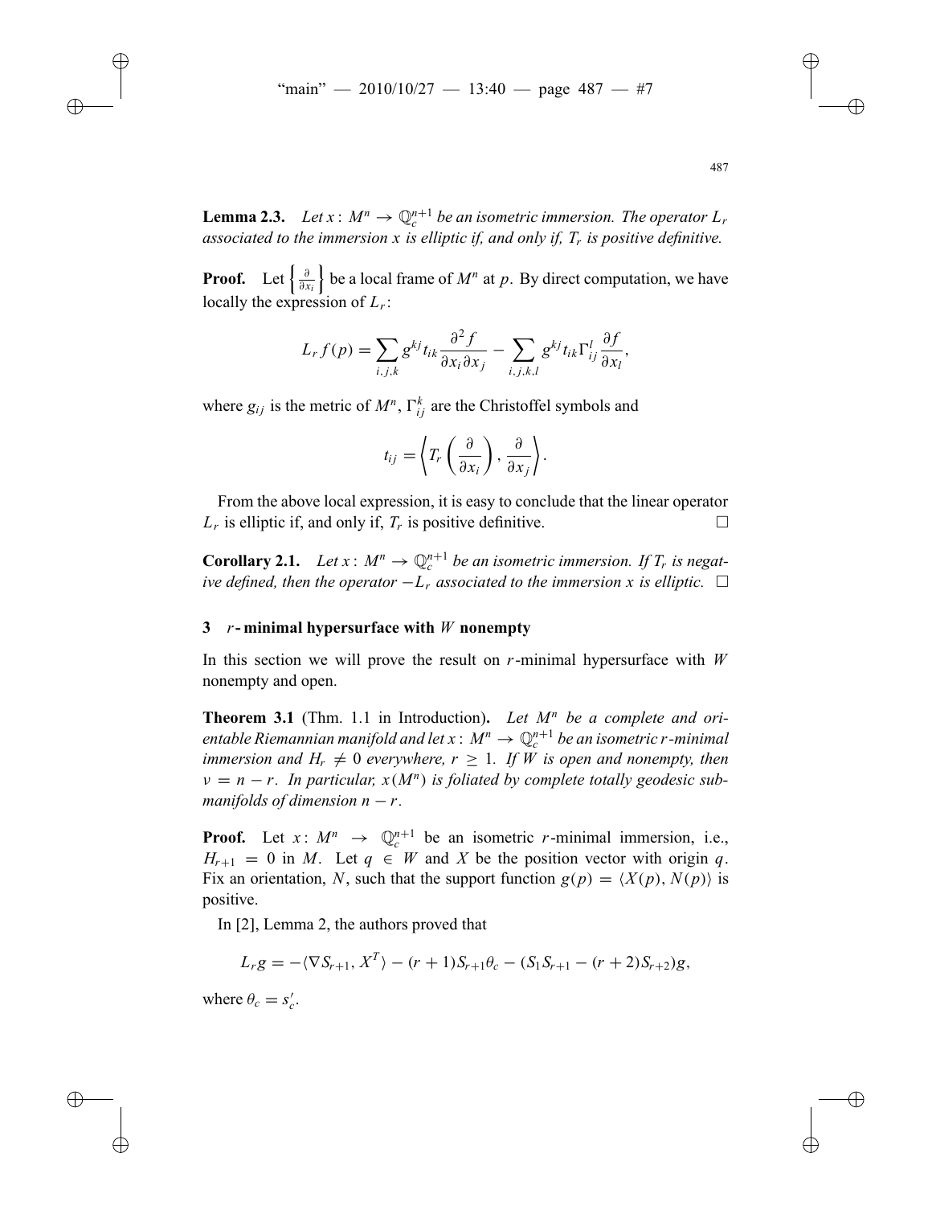**Lemma 2.3.** *Let $x\colon M^n \to \mathbb{Q}_c^{n+1}$ be an isometric immersion. The operator $L_r$ associated to the immersion $x$ is elliptic if, and only if, $T_r$ is positive definitive.*

**Proof.** Let $\left\{\frac{\partial}{\partial x_i}\right\}$ be a local frame of $M^n$ at $p$. By direct computation, we have locally the expression of $L_r$:

$$L_r f(p) = \sum_{i,j,k} g^{kj} t_{ik} \frac{\partial^2 f}{\partial x_i \partial x_j} - \sum_{i,j,k,l} g^{kj} t_{ik} \Gamma_{ij}^l \frac{\partial f}{\partial x_l},$$

where $g_{ij}$ is the metric of $M^n$, $\Gamma_{ij}^k$ are the Christoffel symbols and

$$t_{ij} = \left\langle T_r\left(\frac{\partial}{\partial x_i}\right), \frac{\partial}{\partial x_j}\right\rangle.$$

From the above local expression, it is easy to conclude that the linear operator $L_r$ is elliptic if, and only if, $T_r$ is positive definitive. $\square$

**Corollary 2.1.** *Let $x\colon M^n \to \mathbb{Q}_c^{n+1}$ be an isometric immersion. If $T_r$ is negative defined, then the operator $-L_r$ associated to the immersion $x$ is elliptic.* $\square$

## 3 $r$-minimal hypersurface with $W$ nonempty

In this section we will prove the result on $r$-minimal hypersurface with $W$ nonempty and open.

**Theorem 3.1** (Thm. 1.1 in Introduction)**.** *Let $M^n$ be a complete and orientable Riemannian manifold and let $x\colon M^n \to \mathbb{Q}_c^{n+1}$ be an isometric $r$-minimal immersion and $H_r \neq 0$ everywhere, $r \geq 1$. If $W$ is open and nonempty, then $\nu = n - r$. In particular, $x(M^n)$ is foliated by complete totally geodesic submanifolds of dimension $n - r$.*

**Proof.** Let $x\colon M^n \to \mathbb{Q}_c^{n+1}$ be an isometric $r$-minimal immersion, i.e., $H_{r+1} = 0$ in $M$. Let $q \in W$ and $X$ be the position vector with origin $q$. Fix an orientation, $N$, such that the support function $g(p) = \langle X(p), N(p)\rangle$ is positive.

In [2], Lemma 2, the authors proved that

$$L_r g = -\langle \nabla S_{r+1}, X^T\rangle - (r+1) S_{r+1}\theta_c - (S_1 S_{r+1} - (r+2) S_{r+2}) g,$$

where $\theta_c = s_c'$.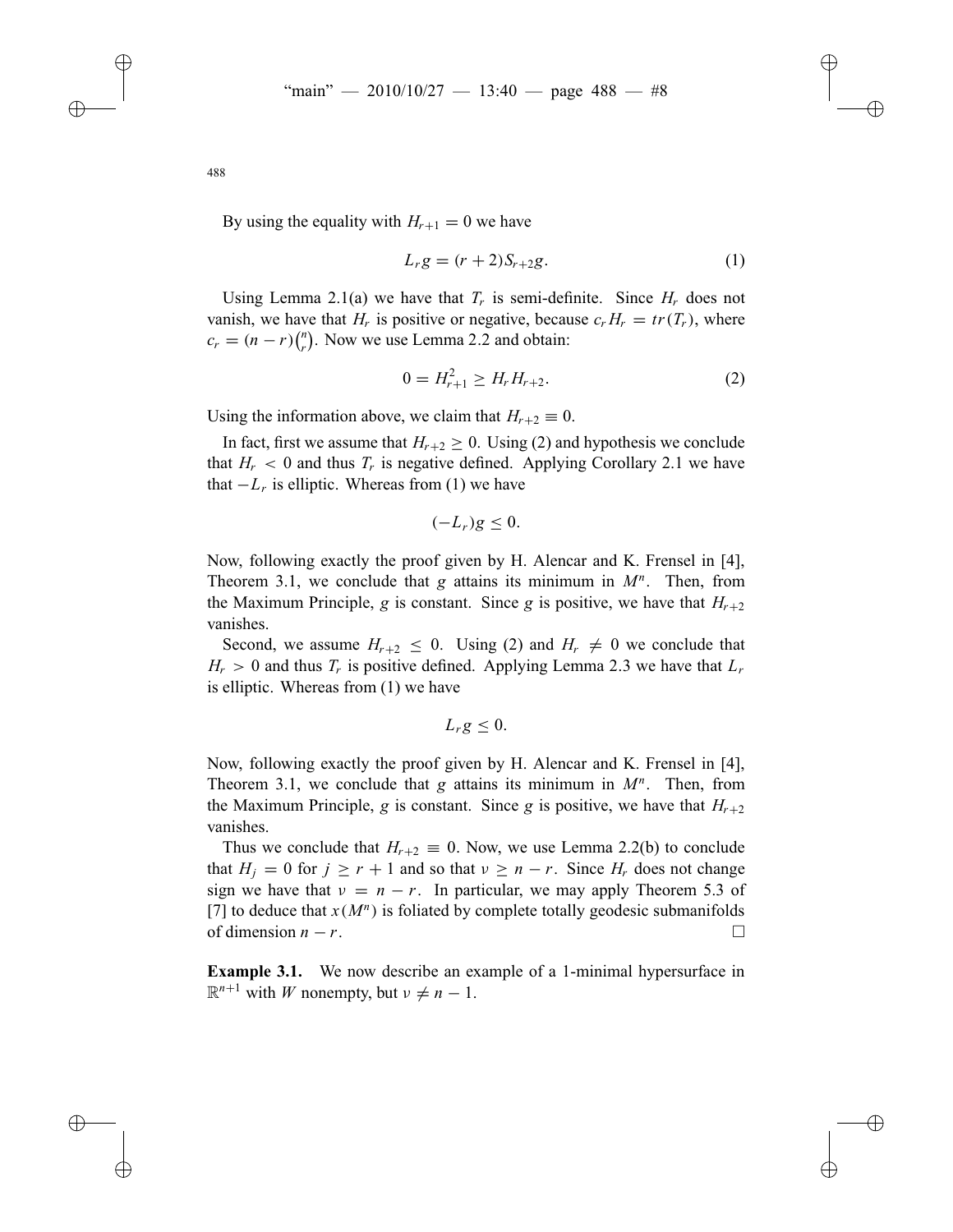By using the equality with $H_{r+1} = 0$ we have

$$L_r g = (r+2) S_{r+2} g. \tag{1}$$

Using Lemma 2.1(a) we have that $T_r$ is semi-definite. Since $H_r$ does not vanish, we have that $H_r$ is positive or negative, because $c_r H_r = tr(T_r)$, where $c_r = (n-r)\binom{n}{r}$. Now we use Lemma 2.2 and obtain:

$$0 = H_{r+1}^2 \geq H_r H_{r+2}. \tag{2}$$

Using the information above, we claim that $H_{r+2} \equiv 0$.

In fact, first we assume that $H_{r+2} \geq 0$. Using (2) and hypothesis we conclude that $H_r < 0$ and thus $T_r$ is negative defined. Applying Corollary 2.1 we have that $-L_r$ is elliptic. Whereas from (1) we have

$$(-L_r) g \leq 0.$$

Now, following exactly the proof given by H. Alencar and K. Frensel in [4], Theorem 3.1, we conclude that $g$ attains its minimum in $M^n$. Then, from the Maximum Principle, $g$ is constant. Since $g$ is positive, we have that $H_{r+2}$ vanishes.

Second, we assume $H_{r+2} \leq 0$. Using (2) and $H_r \neq 0$ we conclude that $H_r > 0$ and thus $T_r$ is positive defined. Applying Lemma 2.3 we have that $L_r$ is elliptic. Whereas from (1) we have

$$L_r g \leq 0.$$

Now, following exactly the proof given by H. Alencar and K. Frensel in [4], Theorem 3.1, we conclude that $g$ attains its minimum in $M^n$. Then, from the Maximum Principle, $g$ is constant. Since $g$ is positive, we have that $H_{r+2}$ vanishes.

Thus we conclude that $H_{r+2} \equiv 0$. Now, we use Lemma 2.2(b) to conclude that $H_j = 0$ for $j \geq r+1$ and so that $\nu \geq n-r$. Since $H_r$ does not change sign we have that $\nu = n-r$. In particular, we may apply Theorem 5.3 of [7] to deduce that $x(M^n)$ is foliated by complete totally geodesic submanifolds of dimension $n-r$. □

**Example 3.1.** We now describe an example of a 1-minimal hypersurface in $\mathbb{R}^{n+1}$ with $W$ nonempty, but $\nu \neq n-1$.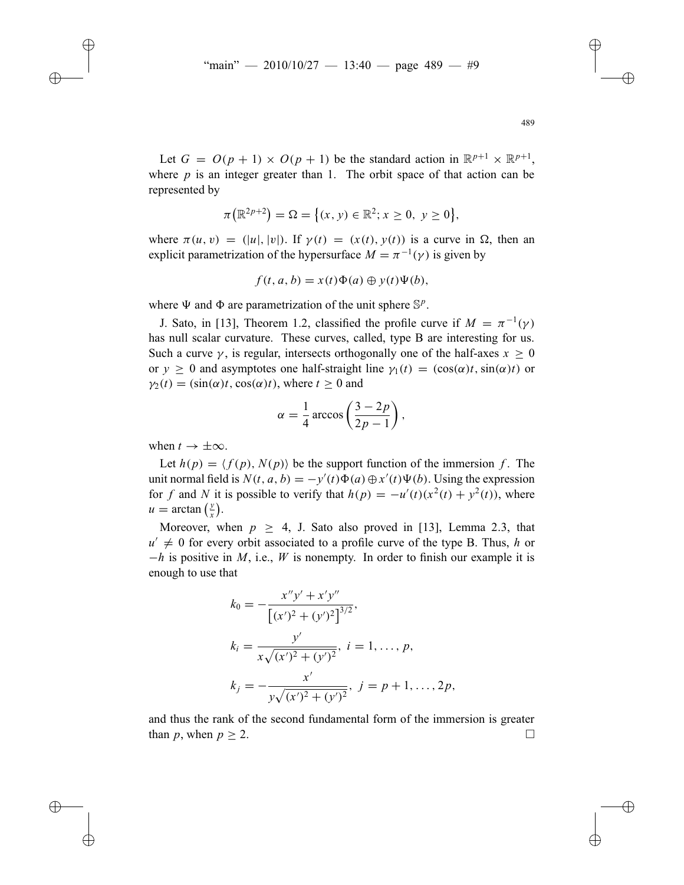Let $G = O(p+1) \times O(p+1)$ be the standard action in $\mathbb{R}^{p+1} \times \mathbb{R}^{p+1}$, where $p$ is an integer greater than 1. The orbit space of that action can be represented by

$$\pi\left(\mathbb{R}^{2p+2}\right) = \Omega = \left\{(x, y) \in \mathbb{R}^2; x \geq 0,\ y \geq 0\right\},$$

where $\pi(u, v) = (|u|, |v|)$. If $\gamma(t) = (x(t), y(t))$ is a curve in $\Omega$, then an explicit parametrization of the hypersurface $M = \pi^{-1}(\gamma)$ is given by

$$f(t, a, b) = x(t)\Phi(a) \oplus y(t)\Psi(b),$$

where $\Psi$ and $\Phi$ are parametrization of the unit sphere $\mathbb{S}^p$.

J. Sato, in [13], Theorem 1.2, classified the profile curve if $M = \pi^{-1}(\gamma)$ has null scalar curvature. These curves, called, type B are interesting for us. Such a curve $\gamma$, is regular, intersects orthogonally one of the half-axes $x \geq 0$ or $y \geq 0$ and asymptotes one half-straight line $\gamma_1(t) = (\cos(\alpha)t, \sin(\alpha)t)$ or $\gamma_2(t) = (\sin(\alpha)t, \cos(\alpha)t)$, where $t \geq 0$ and

$$\alpha = \frac{1}{4}\arccos\left(\frac{3-2p}{2p-1}\right),$$

when $t \to \pm\infty$.

Let $h(p) = \langle f(p), N(p)\rangle$ be the support function of the immersion $f$. The unit normal field is $N(t, a, b) = -y'(t)\Phi(a) \oplus x'(t)\Psi(b)$. Using the expression for $f$ and $N$ it is possible to verify that $h(p) = -u'(t)(x^2(t) + y^2(t))$, where $u = \arctan\left(\frac{y}{x}\right)$.

Moreover, when $p \geq 4$, J. Sato also proved in [13], Lemma 2.3, that $u' \neq 0$ for every orbit associated to a profile curve of the type B. Thus, $h$ or $-h$ is positive in $M$, i.e., $W$ is nonempty. In order to finish our example it is enough to use that

$$k_0 = -\frac{x''y' + x'y''}{\left[(x')^2 + (y')^2\right]^{3/2}},$$

$$k_i = \frac{y'}{x\sqrt{(x')^2 + (y')^2}},\ i = 1, \ldots, p,$$

$$k_j = -\frac{x'}{y\sqrt{(x')^2 + (y')^2}},\ j = p+1, \ldots, 2p,$$

and thus the rank of the second fundamental form of the immersion is greater than $p$, when $p \geq 2$. $\square$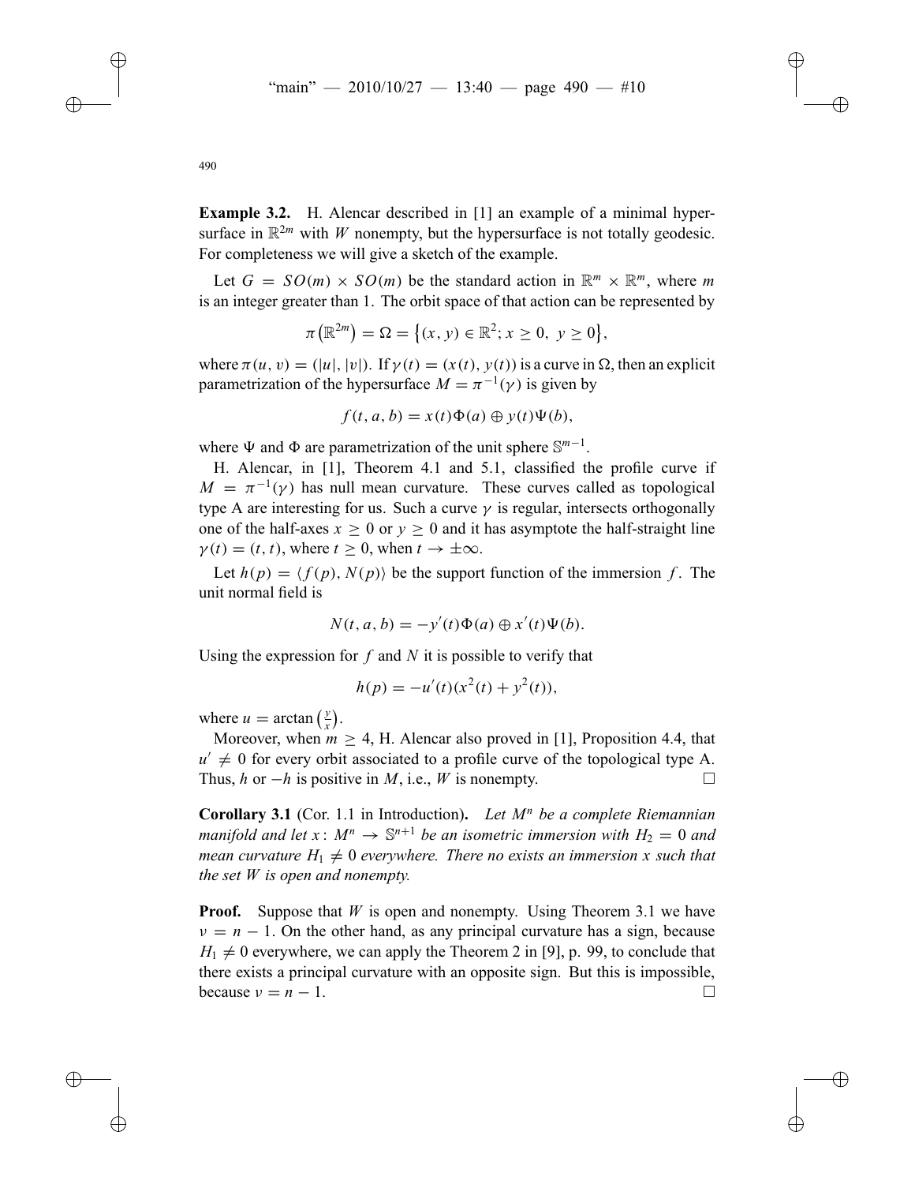**Example 3.2.** H. Alencar described in [1] an example of a minimal hypersurface in $\mathbb{R}^{2m}$ with $W$ nonempty, but the hypersurface is not totally geodesic. For completeness we will give a sketch of the example.

Let $G = SO(m) \times SO(m)$ be the standard action in $\mathbb{R}^m \times \mathbb{R}^m$, where $m$ is an integer greater than 1. The orbit space of that action can be represented by

$$\pi\left(\mathbb{R}^{2m}\right) = \Omega = \left\{(x, y) \in \mathbb{R}^2; x \geq 0,\ y \geq 0\right\},$$

where $\pi(u, v) = (|u|, |v|)$. If $\gamma(t) = (x(t), y(t))$ is a curve in $\Omega$, then an explicit parametrization of the hypersurface $M = \pi^{-1}(\gamma)$ is given by

$$f(t, a, b) = x(t)\Phi(a) \oplus y(t)\Psi(b),$$

where $\Psi$ and $\Phi$ are parametrization of the unit sphere $\mathbb{S}^{m-1}$.

H. Alencar, in [1], Theorem 4.1 and 5.1, classified the profile curve if $M = \pi^{-1}(\gamma)$ has null mean curvature. These curves called as topological type A are interesting for us. Such a curve $\gamma$ is regular, intersects orthogonally one of the half-axes $x \geq 0$ or $y \geq 0$ and it has asymptote the half-straight line $\gamma(t) = (t, t)$, where $t \geq 0$, when $t \to \pm\infty$.

Let $h(p) = \langle f(p), N(p)\rangle$ be the support function of the immersion $f$. The unit normal field is

$$N(t, a, b) = -y'(t)\Phi(a) \oplus x'(t)\Psi(b).$$

Using the expression for $f$ and $N$ it is possible to verify that

$$h(p) = -u'(t)(x^2(t) + y^2(t)),$$

where $u = \arctan\left(\frac{y}{x}\right)$.

Moreover, when $m \geq 4$, H. Alencar also proved in [1], Proposition 4.4, that $u' \neq 0$ for every orbit associated to a profile curve of the topological type A. Thus, $h$ or $-h$ is positive in $M$, i.e., $W$ is nonempty. □

**Corollary 3.1** (Cor. 1.1 in Introduction)**.** *Let $M^n$ be a complete Riemannian manifold and let $x\colon M^n \to \mathbb{S}^{n+1}$ be an isometric immersion with $H_2 = 0$ and mean curvature $H_1 \neq 0$ everywhere. There no exists an immersion $x$ such that the set $W$ is open and nonempty.*

**Proof.** Suppose that $W$ is open and nonempty. Using Theorem 3.1 we have $\nu = n - 1$. On the other hand, as any principal curvature has a sign, because $H_1 \neq 0$ everywhere, we can apply the Theorem 2 in [9], p. 99, to conclude that there exists a principal curvature with an opposite sign. But this is impossible, because $\nu = n - 1$. □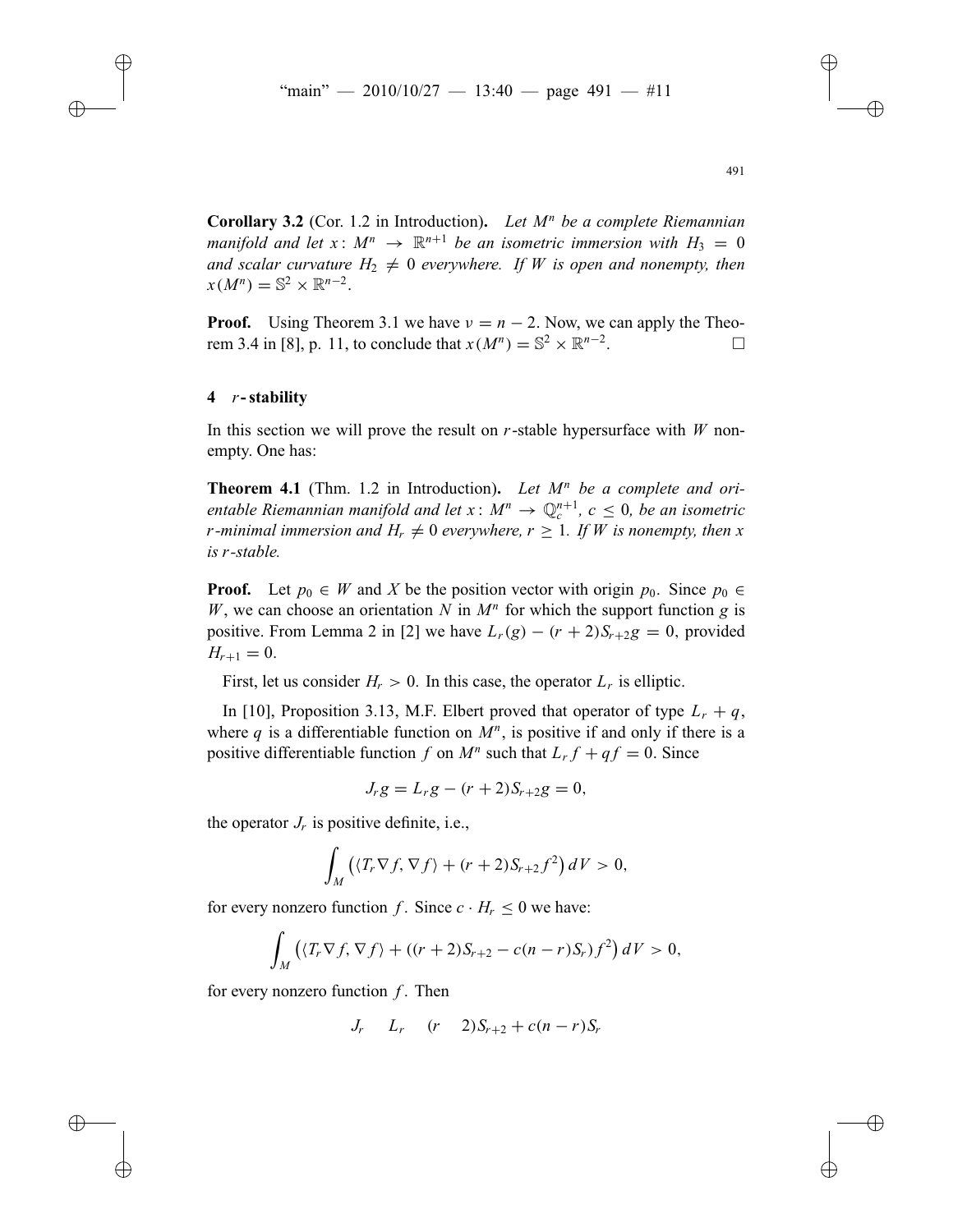**Corollary 3.2** (Cor. 1.2 in Introduction)**.** *Let $M^n$ be a complete Riemannian manifold and let $x\colon M^n \to \mathbb{R}^{n+1}$ be an isometric immersion with $H_3 = 0$ and scalar curvature $H_2 \neq 0$ everywhere. If $W$ is open and nonempty, then $x(M^n) = \mathbb{S}^2 \times \mathbb{R}^{n-2}$.*

**Proof.** Using Theorem 3.1 we have $\nu = n - 2$. Now, we can apply the Theorem 3.4 in [8], p. 11, to conclude that $x(M^n) = \mathbb{S}^2 \times \mathbb{R}^{n-2}$. □

## 4 $r$-stability

In this section we will prove the result on $r$-stable hypersurface with $W$ nonempty. One has:

**Theorem 4.1** (Thm. 1.2 in Introduction)**.** *Let $M^n$ be a complete and orientable Riemannian manifold and let $x\colon M^n \to \mathbb{Q}_c^{n+1}$, $c \leq 0$, be an isometric $r$-minimal immersion and $H_r \neq 0$ everywhere, $r \geq 1$. If $W$ is nonempty, then $x$ is $r$-stable.*

**Proof.** Let $p_0 \in W$ and $X$ be the position vector with origin $p_0$. Since $p_0 \in W$, we can choose an orientation $N$ in $M^n$ for which the support function $g$ is positive. From Lemma 2 in [2] we have $L_r(g) - (r+2)S_{r+2}g = 0$, provided $H_{r+1} = 0$.

First, let us consider $H_r > 0$. In this case, the operator $L_r$ is elliptic.

In [10], Proposition 3.13, M.F. Elbert proved that operator of type $L_r + q$, where $q$ is a differentiable function on $M^n$, is positive if and only if there is a positive differentiable function $f$ on $M^n$ such that $L_r f + qf = 0$. Since

$$J_r g = L_r g - (r+2)S_{r+2}g = 0,$$

the operator $J_r$ is positive definite, i.e.,

$$\int_M \left(\langle T_r \nabla f, \nabla f\rangle + (r+2)S_{r+2}f^2\right) dV > 0,$$

for every nonzero function $f$. Since $c \cdot H_r \leq 0$ we have:

$$\int_M \left(\langle T_r \nabla f, \nabla f\rangle + ((r+2)S_{r+2} - c(n-r)S_r)f^2\right) dV > 0,$$

for every nonzero function $f$. Then

$$J_r \quad L_r \quad (r \quad 2)S_{r+2} + c(n-r)S_r$$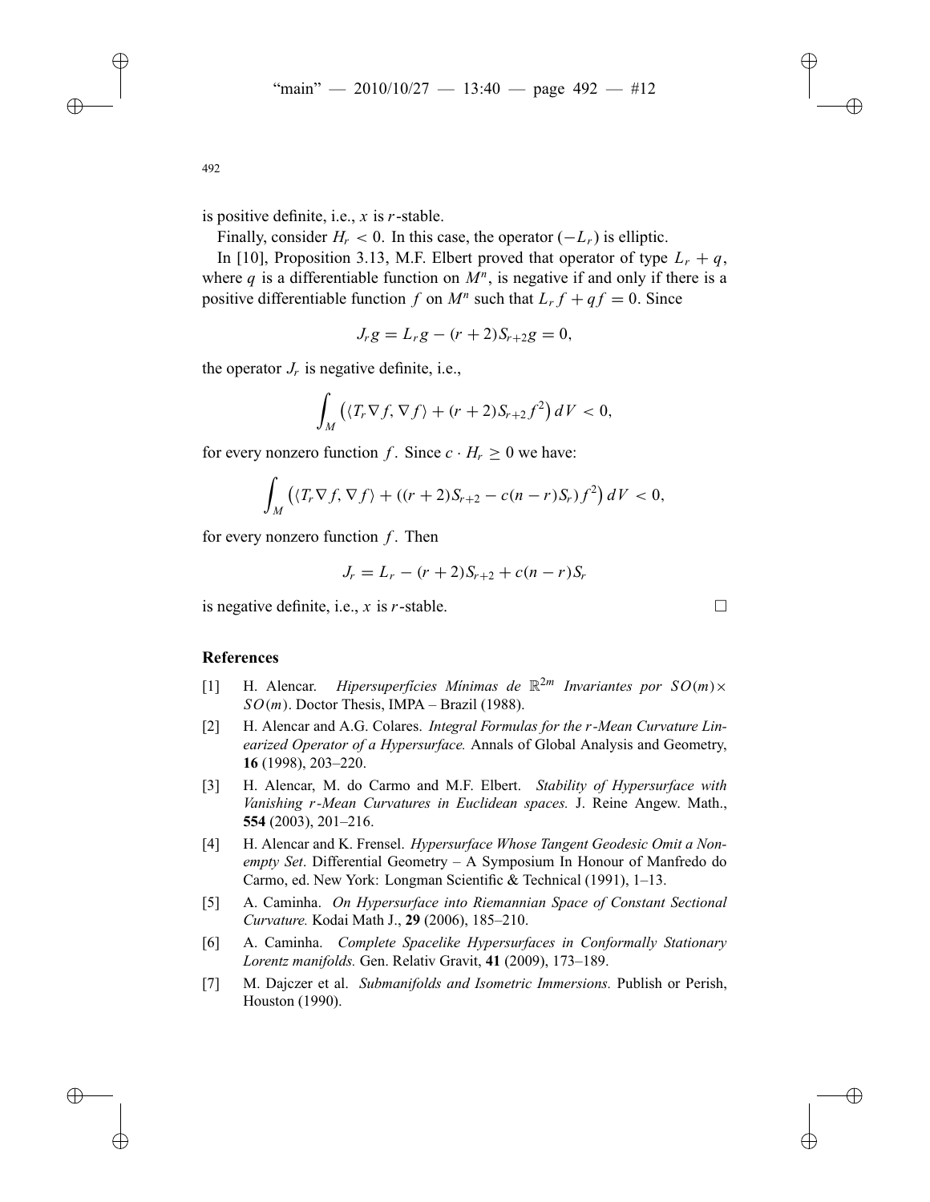is positive definite, i.e., $x$ is $r$-stable.

Finally, consider $H_r < 0$. In this case, the operator $(-L_r)$ is elliptic.

In [10], Proposition 3.13, M.F. Elbert proved that operator of type $L_r + q$, where $q$ is a differentiable function on $M^n$, is negative if and only if there is a positive differentiable function $f$ on $M^n$ such that $L_r f + qf = 0$. Since

$$J_r g = L_r g - (r+2)S_{r+2}g = 0,$$

the operator $J_r$ is negative definite, i.e.,

$$\int_M \left(\langle T_r \nabla f, \nabla f\rangle + (r+2)S_{r+2}f^2\right) dV < 0,$$

for every nonzero function $f$. Since $c \cdot H_r \geq 0$ we have:

$$\int_M \left(\langle T_r \nabla f, \nabla f\rangle + ((r+2)S_{r+2} - c(n-r)S_r)f^2\right) dV < 0,$$

for every nonzero function $f$. Then

$$J_r = L_r - (r+2)S_{r+2} + c(n-r)S_r$$

is negative definite, i.e., $x$ is $r$-stable. □

## References

[1] H. Alencar. *Hipersuperfícies Mínimas de $\mathbb{R}^{2m}$ Invariantes por $SO(m) \times SO(m)$*. Doctor Thesis, IMPA – Brazil (1988).

[2] H. Alencar and A.G. Colares. *Integral Formulas for the r-Mean Curvature Linearized Operator of a Hypersurface.* Annals of Global Analysis and Geometry, **16** (1998), 203–220.

[3] H. Alencar, M. do Carmo and M.F. Elbert. *Stability of Hypersurface with Vanishing r-Mean Curvatures in Euclidean spaces.* J. Reine Angew. Math., **554** (2003), 201–216.

[4] H. Alencar and K. Frensel. *Hypersurface Whose Tangent Geodesic Omit a Nonempty Set*. Differential Geometry – A Symposium In Honour of Manfredo do Carmo, ed. New York: Longman Scientific & Technical (1991), 1–13.

[5] A. Caminha. *On Hypersurface into Riemannian Space of Constant Sectional Curvature.* Kodai Math J., **29** (2006), 185–210.

[6] A. Caminha. *Complete Spacelike Hypersurfaces in Conformally Stationary Lorentz manifolds.* Gen. Relativ Gravit, **41** (2009), 173–189.

[7] M. Dajczer et al. *Submanifolds and Isometric Immersions.* Publish or Perish, Houston (1990).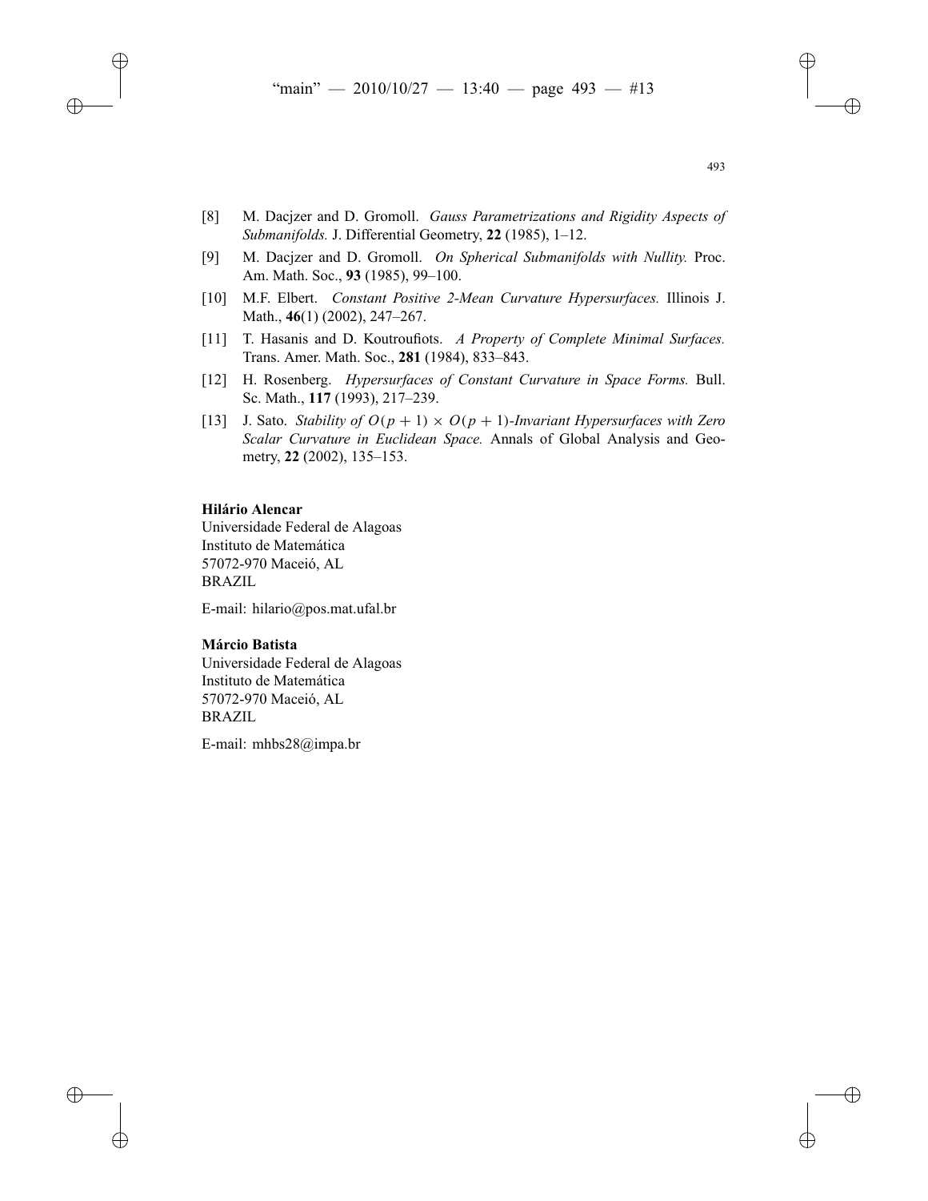[8] M. Dacjzer and D. Gromoll. *Gauss Parametrizations and Rigidity Aspects of Submanifolds.* J. Differential Geometry, **22** (1985), 1–12.

[9] M. Dacjzer and D. Gromoll. *On Spherical Submanifolds with Nullity.* Proc. Am. Math. Soc., **93** (1985), 99–100.

[10] M.F. Elbert. *Constant Positive 2-Mean Curvature Hypersurfaces.* Illinois J. Math., **46**(1) (2002), 247–267.

[11] T. Hasanis and D. Koutroufiots. *A Property of Complete Minimal Surfaces.* Trans. Amer. Math. Soc., **281** (1984), 833–843.

[12] H. Rosenberg. *Hypersurfaces of Constant Curvature in Space Forms.* Bull. Sc. Math., **117** (1993), 217–239.

[13] J. Sato. *Stability of $O(p+1) \times O(p+1)$-Invariant Hypersurfaces with Zero Scalar Curvature in Euclidean Space.* Annals of Global Analysis and Geometry, **22** (2002), 135–153.

**Hilário Alencar**
Universidade Federal de Alagoas
Instituto de Matemática
57072-970 Maceió, AL
BRAZIL

E-mail: hilario@pos.mat.ufal.br

**Márcio Batista**
Universidade Federal de Alagoas
Instituto de Matemática
57072-970 Maceió, AL
BRAZIL

E-mail: mhbs28@impa.br